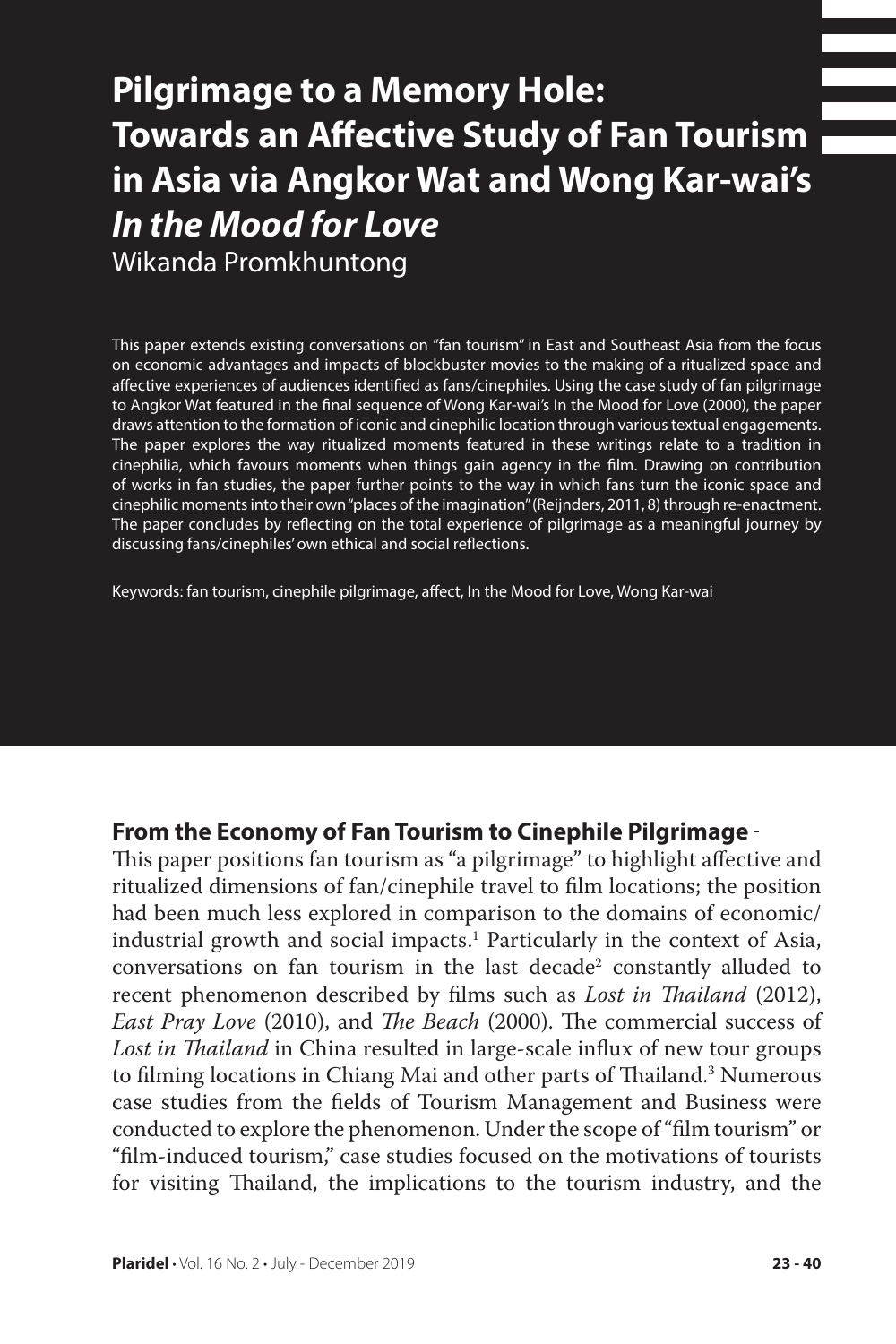# Pilgrimage to a Memory Hole: Towards an Affective Study of Fan Tourism in Asia via Angkor Wat and Wong Kar-wai's *In the Mood for Love*

Wikanda Promkhuntong

This paper extends existing conversations on "fan tourism" in East and Southeast Asia from the focus on economic advantages and impacts of blockbuster movies to the making of a ritualized space and affective experiences of audiences identified as fans/cinephiles. Using the case study of fan pilgrimage to Angkor Wat featured in the final sequence of Wong Kar-wai's In the Mood for Love (2000), the paper draws attention to the formation of iconic and cinephilic location through various textual engagements. The paper explores the way ritualized moments featured in these writings relate to a tradition in cinephilia, which favours moments when things gain agency in the film. Drawing on contribution of works in fan studies, the paper further points to the way in which fans turn the iconic space and cinephilic moments into their own "places of the imagination" (Reijnders, 2011, 8) through re-enactment. The paper concludes by reflecting on the total experience of pilgrimage as a meaningful journey by discussing fans/cinephiles' own ethical and social reflections.

Keywords: fan tourism, cinephile pilgrimage, affect, In the Mood for Love, Wong Kar-wai

## From the Economy of Fan Tourism to Cinephile Pilgrimage

This paper positions fan tourism as "a pilgrimage" to highlight affective and ritualized dimensions of fan/cinephile travel to film locations; the position had been much less explored in comparison to the domains of economic/industrial growth and social impacts.[1] Particularly in the context of Asia, conversations on fan tourism in the last decade[2] constantly alluded to recent phenomenon described by films such as *Lost in Thailand* (2012), *East Pray Love* (2010), and *The Beach* (2000). The commercial success of *Lost in Thailand* in China resulted in large-scale influx of new tour groups to filming locations in Chiang Mai and other parts of Thailand.[3] Numerous case studies from the fields of Tourism Management and Business were conducted to explore the phenomenon. Under the scope of "film tourism" or "film-induced tourism," case studies focused on the motivations of tourists for visiting Thailand, the implications to the tourism industry, and the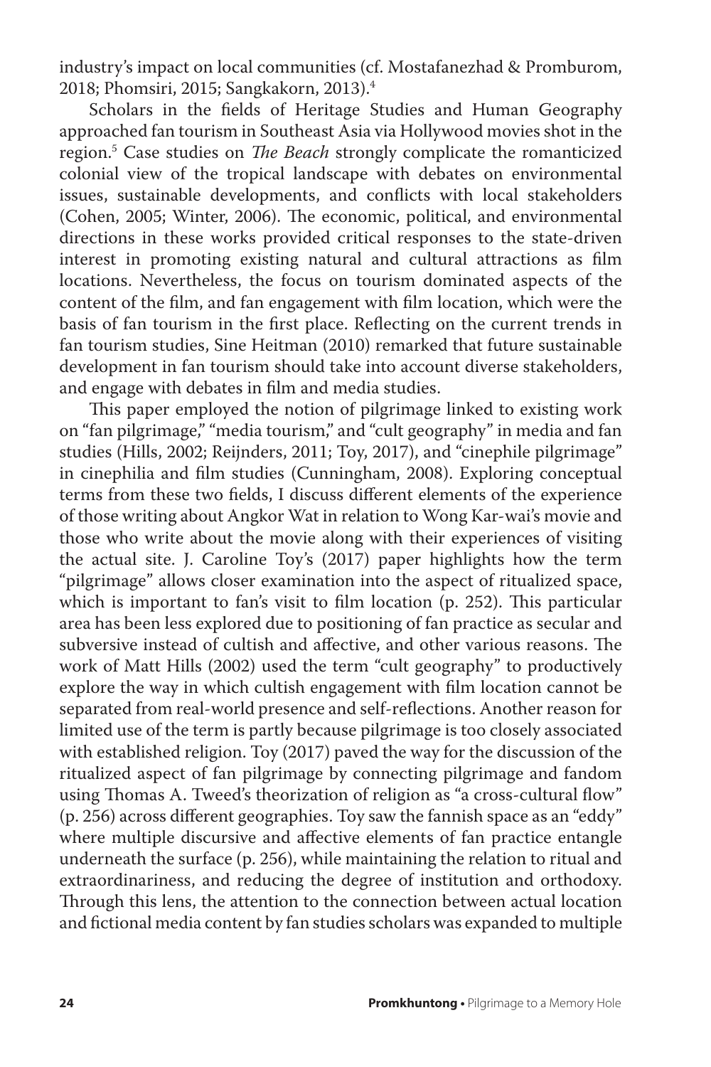industry's impact on local communities (cf. Mostafanezhad & Promburom, 2018; Phomsiri, 2015; Sangkakorn, 2013).[4]

Scholars in the fields of Heritage Studies and Human Geography approached fan tourism in Southeast Asia via Hollywood movies shot in the region.[5] Case studies on *The Beach* strongly complicate the romanticized colonial view of the tropical landscape with debates on environmental issues, sustainable developments, and conflicts with local stakeholders (Cohen, 2005; Winter, 2006). The economic, political, and environmental directions in these works provided critical responses to the state-driven interest in promoting existing natural and cultural attractions as film locations. Nevertheless, the focus on tourism dominated aspects of the content of the film, and fan engagement with film location, which were the basis of fan tourism in the first place. Reflecting on the current trends in fan tourism studies, Sine Heitman (2010) remarked that future sustainable development in fan tourism should take into account diverse stakeholders, and engage with debates in film and media studies.

This paper employed the notion of pilgrimage linked to existing work on "fan pilgrimage," "media tourism," and "cult geography" in media and fan studies (Hills, 2002; Reijnders, 2011; Toy, 2017), and "cinephile pilgrimage" in cinephilia and film studies (Cunningham, 2008). Exploring conceptual terms from these two fields, I discuss different elements of the experience of those writing about Angkor Wat in relation to Wong Kar-wai's movie and those who write about the movie along with their experiences of visiting the actual site. J. Caroline Toy's (2017) paper highlights how the term "pilgrimage" allows closer examination into the aspect of ritualized space, which is important to fan's visit to film location (p. 252). This particular area has been less explored due to positioning of fan practice as secular and subversive instead of cultish and affective, and other various reasons. The work of Matt Hills (2002) used the term "cult geography" to productively explore the way in which cultish engagement with film location cannot be separated from real-world presence and self-reflections. Another reason for limited use of the term is partly because pilgrimage is too closely associated with established religion. Toy (2017) paved the way for the discussion of the ritualized aspect of fan pilgrimage by connecting pilgrimage and fandom using Thomas A. Tweed's theorization of religion as "a cross-cultural flow" (p. 256) across different geographies. Toy saw the fannish space as an "eddy" where multiple discursive and affective elements of fan practice entangle underneath the surface (p. 256), while maintaining the relation to ritual and extraordinariness, and reducing the degree of institution and orthodoxy. Through this lens, the attention to the connection between actual location and fictional media content by fan studies scholars was expanded to multiple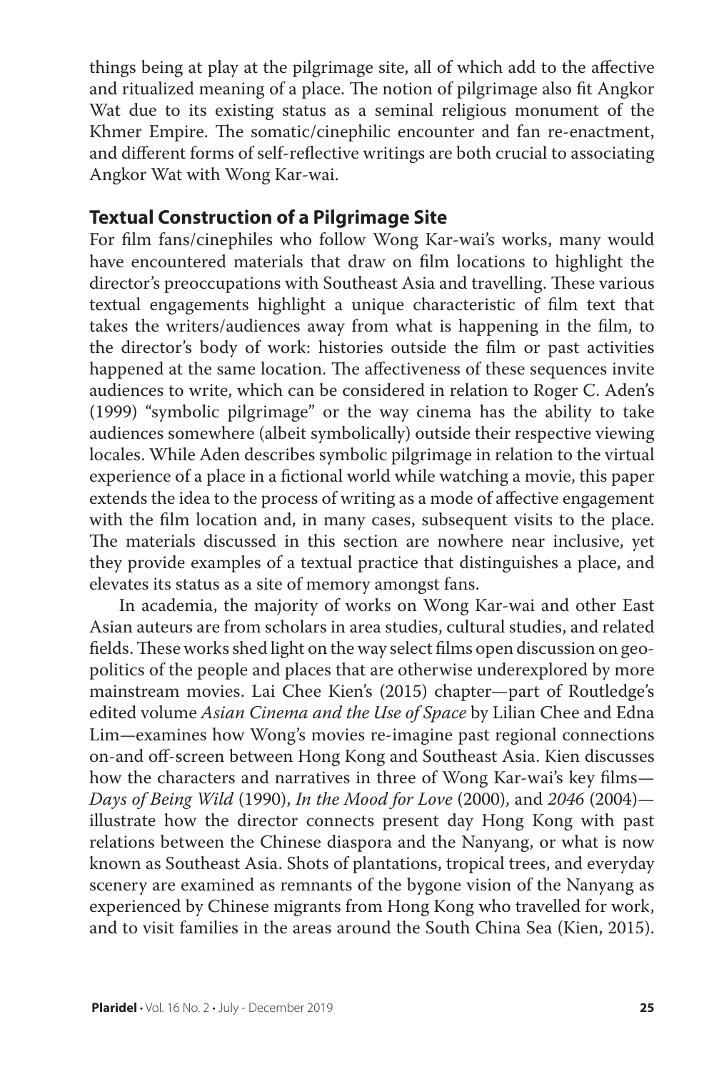things being at play at the pilgrimage site, all of which add to the affective and ritualized meaning of a place. The notion of pilgrimage also fit Angkor Wat due to its existing status as a seminal religious monument of the Khmer Empire. The somatic/cinephilic encounter and fan re-enactment, and different forms of self-reflective writings are both crucial to associating Angkor Wat with Wong Kar-wai.

## Textual Construction of a Pilgrimage Site

For film fans/cinephiles who follow Wong Kar-wai's works, many would have encountered materials that draw on film locations to highlight the director's preoccupations with Southeast Asia and travelling. These various textual engagements highlight a unique characteristic of film text that takes the writers/audiences away from what is happening in the film, to the director's body of work: histories outside the film or past activities happened at the same location. The affectiveness of these sequences invite audiences to write, which can be considered in relation to Roger C. Aden's (1999) "symbolic pilgrimage" or the way cinema has the ability to take audiences somewhere (albeit symbolically) outside their respective viewing locales. While Aden describes symbolic pilgrimage in relation to the virtual experience of a place in a fictional world while watching a movie, this paper extends the idea to the process of writing as a mode of affective engagement with the film location and, in many cases, subsequent visits to the place. The materials discussed in this section are nowhere near inclusive, yet they provide examples of a textual practice that distinguishes a place, and elevates its status as a site of memory amongst fans.

In academia, the majority of works on Wong Kar-wai and other East Asian auteurs are from scholars in area studies, cultural studies, and related fields. These works shed light on the way select films open discussion on geo-politics of the people and places that are otherwise underexplored by more mainstream movies. Lai Chee Kien's (2015) chapter—part of Routledge's edited volume *Asian Cinema and the Use of Space* by Lilian Chee and Edna Lim—examines how Wong's movies re-imagine past regional connections on-and off-screen between Hong Kong and Southeast Asia. Kien discusses how the characters and narratives in three of Wong Kar-wai's key films—*Days of Being Wild* (1990), *In the Mood for Love* (2000), and *2046* (2004)—illustrate how the director connects present day Hong Kong with past relations between the Chinese diaspora and the Nanyang, or what is now known as Southeast Asia. Shots of plantations, tropical trees, and everyday scenery are examined as remnants of the bygone vision of the Nanyang as experienced by Chinese migrants from Hong Kong who travelled for work, and to visit families in the areas around the South China Sea (Kien, 2015).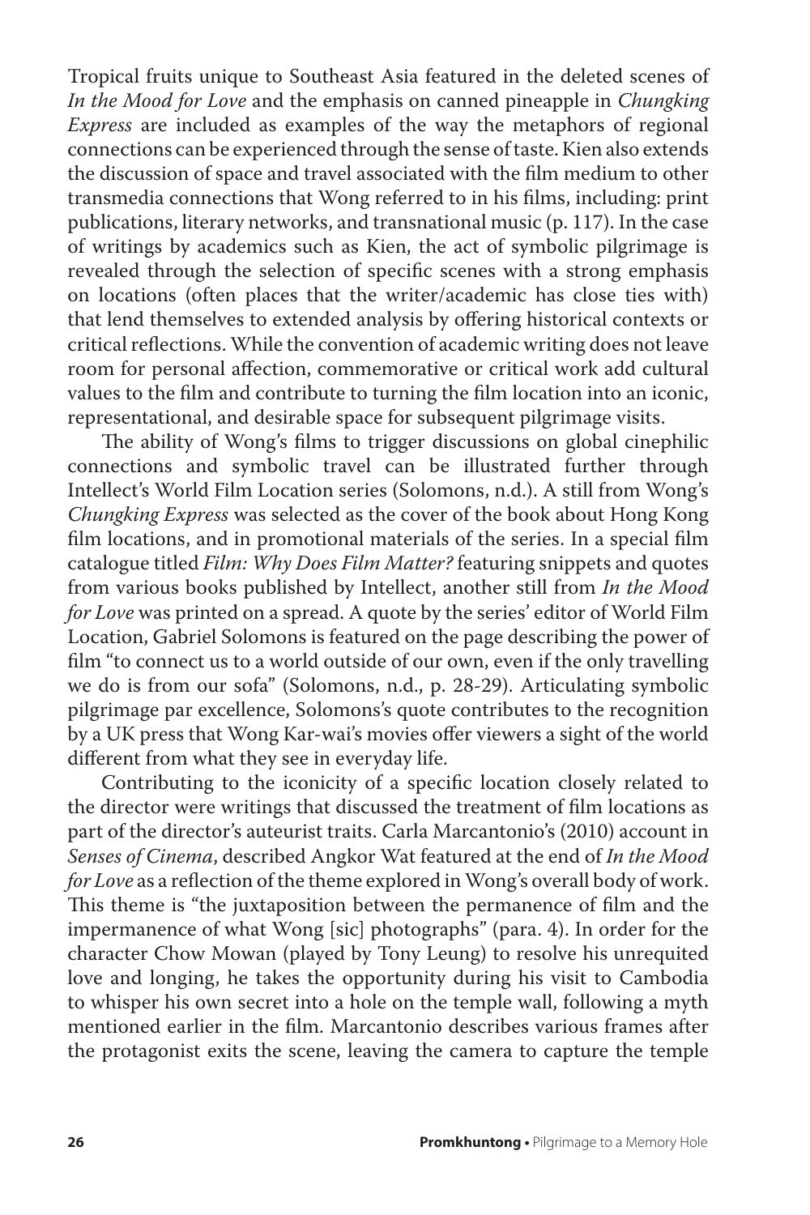Tropical fruits unique to Southeast Asia featured in the deleted scenes of *In the Mood for Love* and the emphasis on canned pineapple in *Chungking Express* are included as examples of the way the metaphors of regional connections can be experienced through the sense of taste. Kien also extends the discussion of space and travel associated with the film medium to other transmedia connections that Wong referred to in his films, including: print publications, literary networks, and transnational music (p. 117). In the case of writings by academics such as Kien, the act of symbolic pilgrimage is revealed through the selection of specific scenes with a strong emphasis on locations (often places that the writer/academic has close ties with) that lend themselves to extended analysis by offering historical contexts or critical reflections. While the convention of academic writing does not leave room for personal affection, commemorative or critical work add cultural values to the film and contribute to turning the film location into an iconic, representational, and desirable space for subsequent pilgrimage visits.

The ability of Wong's films to trigger discussions on global cinephilic connections and symbolic travel can be illustrated further through Intellect's World Film Location series (Solomons, n.d.). A still from Wong's *Chungking Express* was selected as the cover of the book about Hong Kong film locations, and in promotional materials of the series. In a special film catalogue titled *Film: Why Does Film Matter?* featuring snippets and quotes from various books published by Intellect, another still from *In the Mood for Love* was printed on a spread. A quote by the series' editor of World Film Location, Gabriel Solomons is featured on the page describing the power of film "to connect us to a world outside of our own, even if the only travelling we do is from our sofa" (Solomons, n.d., p. 28-29). Articulating symbolic pilgrimage par excellence, Solomons's quote contributes to the recognition by a UK press that Wong Kar-wai's movies offer viewers a sight of the world different from what they see in everyday life.

Contributing to the iconicity of a specific location closely related to the director were writings that discussed the treatment of film locations as part of the director's auteurist traits. Carla Marcantonio's (2010) account in *Senses of Cinema*, described Angkor Wat featured at the end of *In the Mood for Love* as a reflection of the theme explored in Wong's overall body of work. This theme is "the juxtaposition between the permanence of film and the impermanence of what Wong [sic] photographs" (para. 4). In order for the character Chow Mowan (played by Tony Leung) to resolve his unrequited love and longing, he takes the opportunity during his visit to Cambodia to whisper his own secret into a hole on the temple wall, following a myth mentioned earlier in the film. Marcantonio describes various frames after the protagonist exits the scene, leaving the camera to capture the temple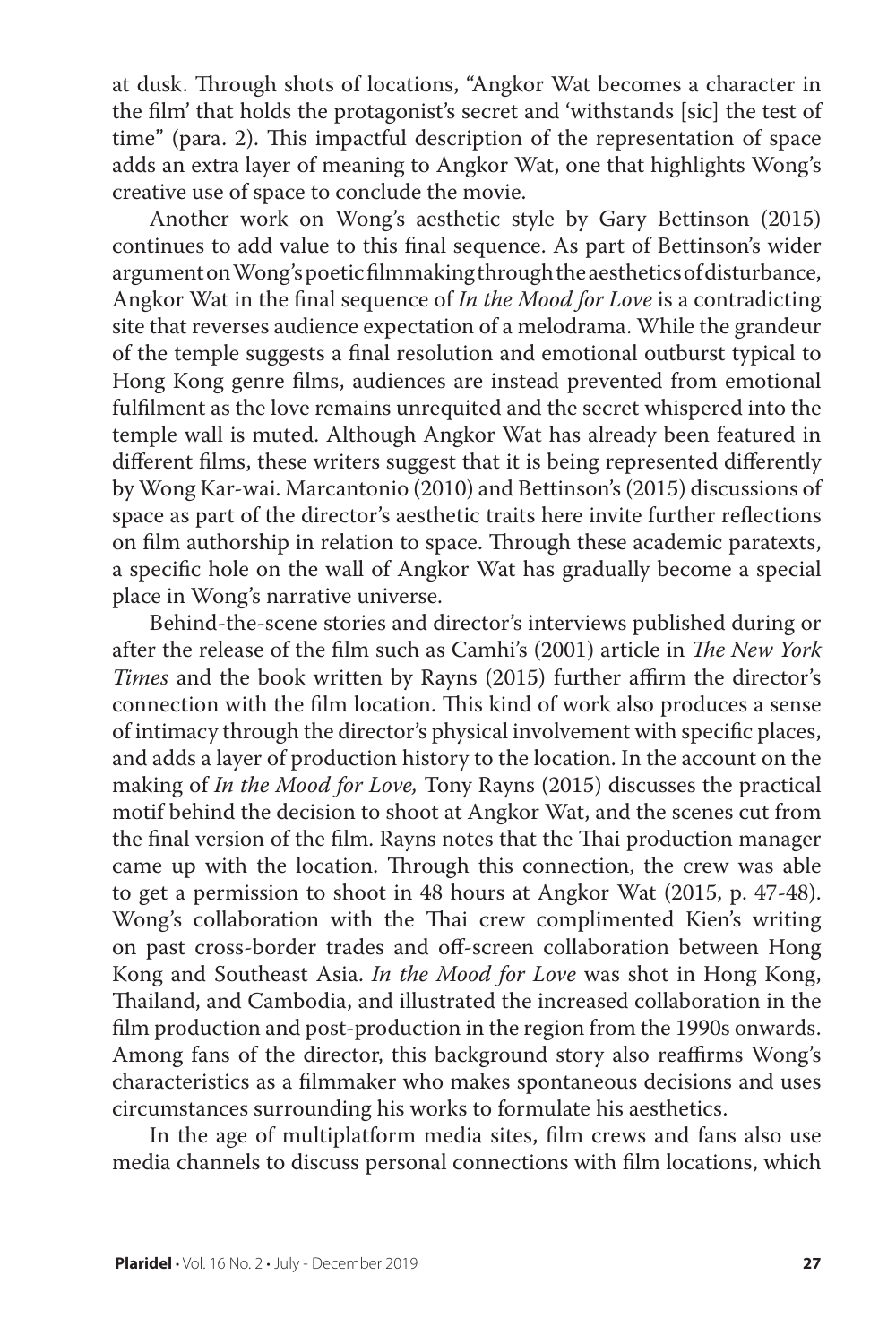at dusk. Through shots of locations, "Angkor Wat becomes a character in the film' that holds the protagonist's secret and 'withstands [sic] the test of time" (para. 2). This impactful description of the representation of space adds an extra layer of meaning to Angkor Wat, one that highlights Wong's creative use of space to conclude the movie.

Another work on Wong's aesthetic style by Gary Bettinson (2015) continues to add value to this final sequence. As part of Bettinson's wider argument on Wong's poetic filmmaking through the aesthetics of disturbance, Angkor Wat in the final sequence of *In the Mood for Love* is a contradicting site that reverses audience expectation of a melodrama. While the grandeur of the temple suggests a final resolution and emotional outburst typical to Hong Kong genre films, audiences are instead prevented from emotional fulfilment as the love remains unrequited and the secret whispered into the temple wall is muted. Although Angkor Wat has already been featured in different films, these writers suggest that it is being represented differently by Wong Kar-wai. Marcantonio (2010) and Bettinson's (2015) discussions of space as part of the director's aesthetic traits here invite further reflections on film authorship in relation to space. Through these academic paratexts, a specific hole on the wall of Angkor Wat has gradually become a special place in Wong's narrative universe.

Behind-the-scene stories and director's interviews published during or after the release of the film such as Camhi's (2001) article in *The New York Times* and the book written by Rayns (2015) further affirm the director's connection with the film location. This kind of work also produces a sense of intimacy through the director's physical involvement with specific places, and adds a layer of production history to the location. In the account on the making of *In the Mood for Love,* Tony Rayns (2015) discusses the practical motif behind the decision to shoot at Angkor Wat, and the scenes cut from the final version of the film. Rayns notes that the Thai production manager came up with the location. Through this connection, the crew was able to get a permission to shoot in 48 hours at Angkor Wat (2015, p. 47-48). Wong's collaboration with the Thai crew complimented Kien's writing on past cross-border trades and off-screen collaboration between Hong Kong and Southeast Asia. *In the Mood for Love* was shot in Hong Kong, Thailand, and Cambodia, and illustrated the increased collaboration in the film production and post-production in the region from the 1990s onwards. Among fans of the director, this background story also reaffirms Wong's characteristics as a filmmaker who makes spontaneous decisions and uses circumstances surrounding his works to formulate his aesthetics.

In the age of multiplatform media sites, film crews and fans also use media channels to discuss personal connections with film locations, which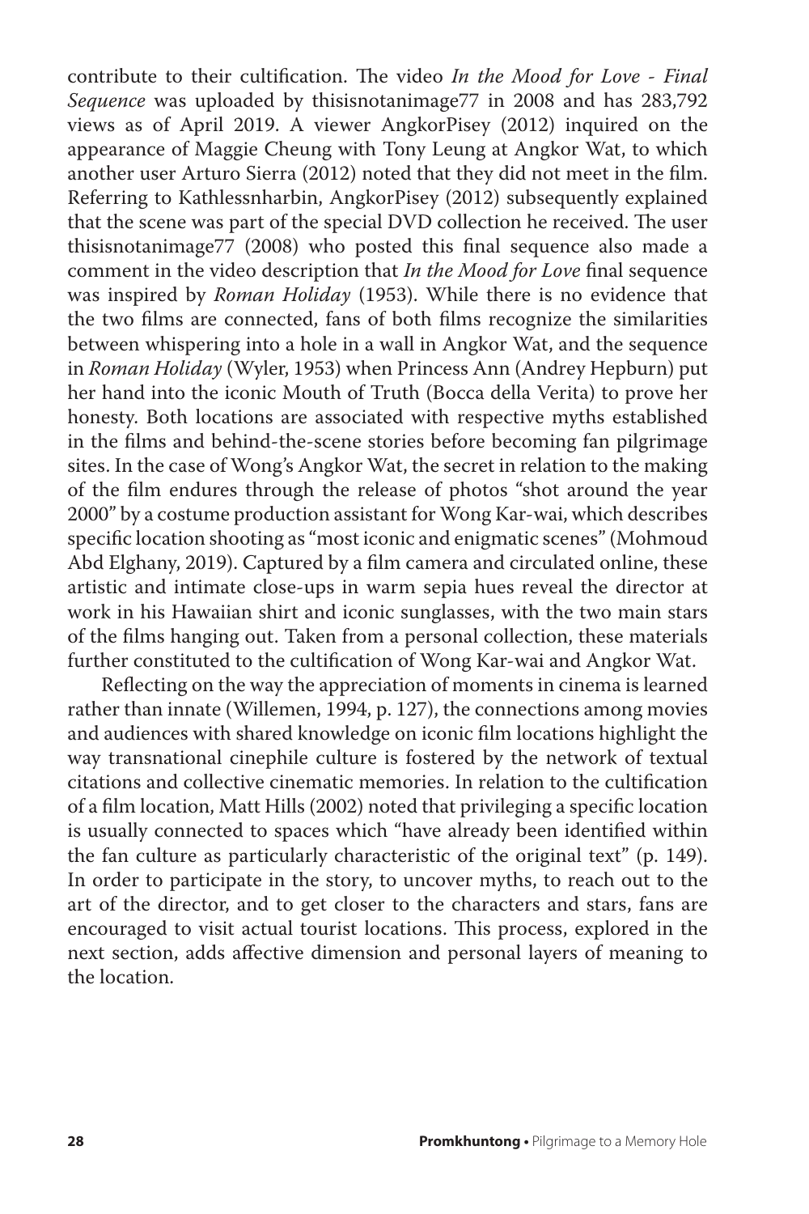contribute to their cultification. The video *In the Mood for Love - Final Sequence* was uploaded by thisisnotanimage77 in 2008 and has 283,792 views as of April 2019. A viewer AngkorPisey (2012) inquired on the appearance of Maggie Cheung with Tony Leung at Angkor Wat, to which another user Arturo Sierra (2012) noted that they did not meet in the film. Referring to Kathlessnharbin, AngkorPisey (2012) subsequently explained that the scene was part of the special DVD collection he received. The user thisisnotanimage77 (2008) who posted this final sequence also made a comment in the video description that *In the Mood for Love* final sequence was inspired by *Roman Holiday* (1953). While there is no evidence that the two films are connected, fans of both films recognize the similarities between whispering into a hole in a wall in Angkor Wat, and the sequence in *Roman Holiday* (Wyler, 1953) when Princess Ann (Andrey Hepburn) put her hand into the iconic Mouth of Truth (Bocca della Verita) to prove her honesty. Both locations are associated with respective myths established in the films and behind-the-scene stories before becoming fan pilgrimage sites. In the case of Wong's Angkor Wat, the secret in relation to the making of the film endures through the release of photos "shot around the year 2000" by a costume production assistant for Wong Kar-wai, which describes specific location shooting as "most iconic and enigmatic scenes" (Mohmoud Abd Elghany, 2019). Captured by a film camera and circulated online, these artistic and intimate close-ups in warm sepia hues reveal the director at work in his Hawaiian shirt and iconic sunglasses, with the two main stars of the films hanging out. Taken from a personal collection, these materials further constituted to the cultification of Wong Kar-wai and Angkor Wat.

Reflecting on the way the appreciation of moments in cinema is learned rather than innate (Willemen, 1994, p. 127), the connections among movies and audiences with shared knowledge on iconic film locations highlight the way transnational cinephile culture is fostered by the network of textual citations and collective cinematic memories. In relation to the cultification of a film location, Matt Hills (2002) noted that privileging a specific location is usually connected to spaces which "have already been identified within the fan culture as particularly characteristic of the original text" (p. 149). In order to participate in the story, to uncover myths, to reach out to the art of the director, and to get closer to the characters and stars, fans are encouraged to visit actual tourist locations. This process, explored in the next section, adds affective dimension and personal layers of meaning to the location.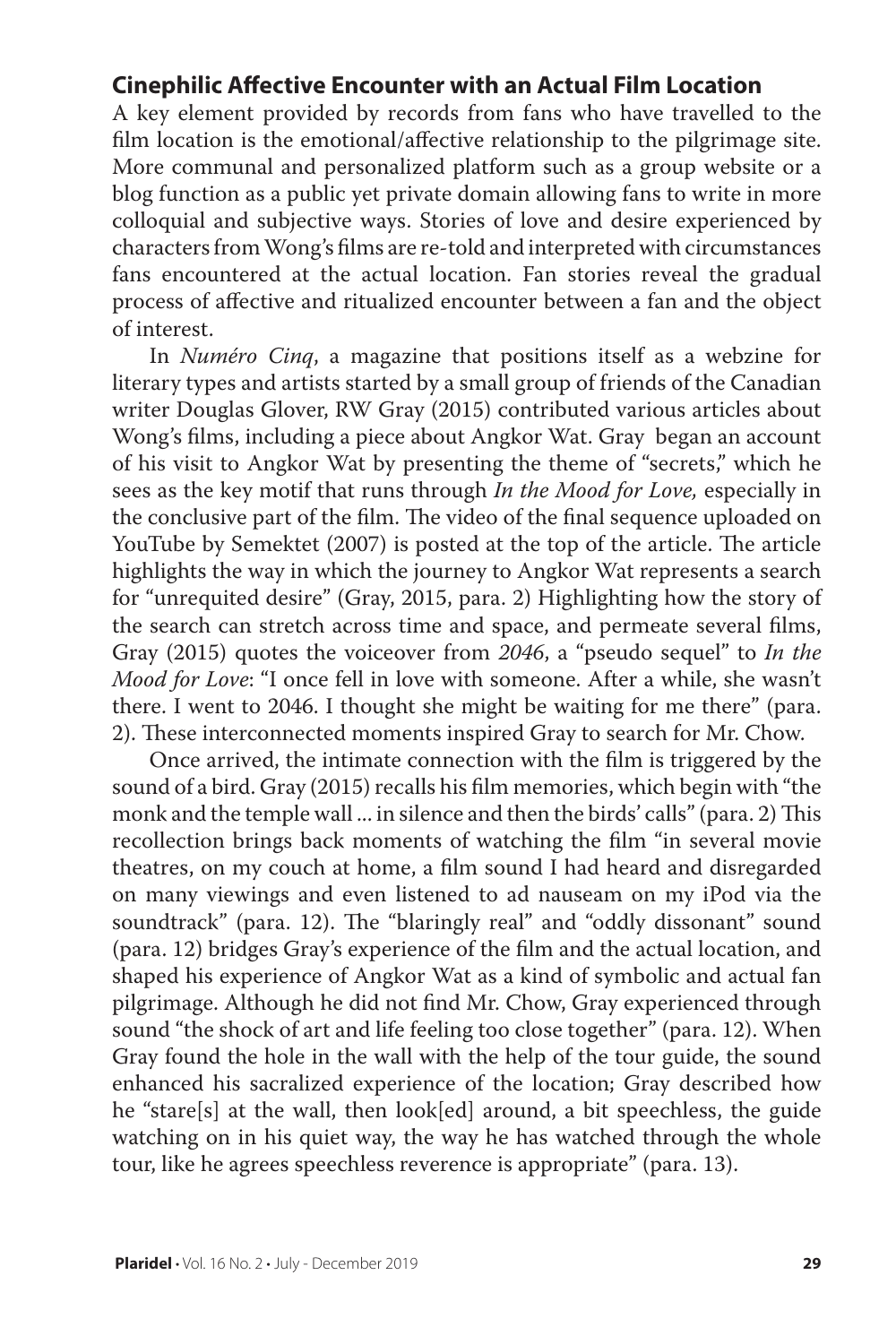## Cinephilic Affective Encounter with an Actual Film Location

A key element provided by records from fans who have travelled to the film location is the emotional/affective relationship to the pilgrimage site. More communal and personalized platform such as a group website or a blog function as a public yet private domain allowing fans to write in more colloquial and subjective ways. Stories of love and desire experienced by characters from Wong's films are re-told and interpreted with circumstances fans encountered at the actual location. Fan stories reveal the gradual process of affective and ritualized encounter between a fan and the object of interest.

In *Numéro Cinq*, a magazine that positions itself as a webzine for literary types and artists started by a small group of friends of the Canadian writer Douglas Glover, RW Gray (2015) contributed various articles about Wong's films, including a piece about Angkor Wat. Gray began an account of his visit to Angkor Wat by presenting the theme of "secrets," which he sees as the key motif that runs through *In the Mood for Love,* especially in the conclusive part of the film. The video of the final sequence uploaded on YouTube by Semektet (2007) is posted at the top of the article. The article highlights the way in which the journey to Angkor Wat represents a search for "unrequited desire" (Gray, 2015, para. 2) Highlighting how the story of the search can stretch across time and space, and permeate several films, Gray (2015) quotes the voiceover from *2046*, a "pseudo sequel" to *In the Mood for Love*: "I once fell in love with someone. After a while, she wasn't there. I went to 2046. I thought she might be waiting for me there" (para. 2). These interconnected moments inspired Gray to search for Mr. Chow.

Once arrived, the intimate connection with the film is triggered by the sound of a bird. Gray (2015) recalls his film memories, which begin with "the monk and the temple wall ... in silence and then the birds' calls" (para. 2) This recollection brings back moments of watching the film "in several movie theatres, on my couch at home, a film sound I had heard and disregarded on many viewings and even listened to ad nauseam on my iPod via the soundtrack" (para. 12). The "blaringly real" and "oddly dissonant" sound (para. 12) bridges Gray's experience of the film and the actual location, and shaped his experience of Angkor Wat as a kind of symbolic and actual fan pilgrimage. Although he did not find Mr. Chow, Gray experienced through sound "the shock of art and life feeling too close together" (para. 12). When Gray found the hole in the wall with the help of the tour guide, the sound enhanced his sacralized experience of the location; Gray described how he "stare[s] at the wall, then look[ed] around, a bit speechless, the guide watching on in his quiet way, the way he has watched through the whole tour, like he agrees speechless reverence is appropriate" (para. 13).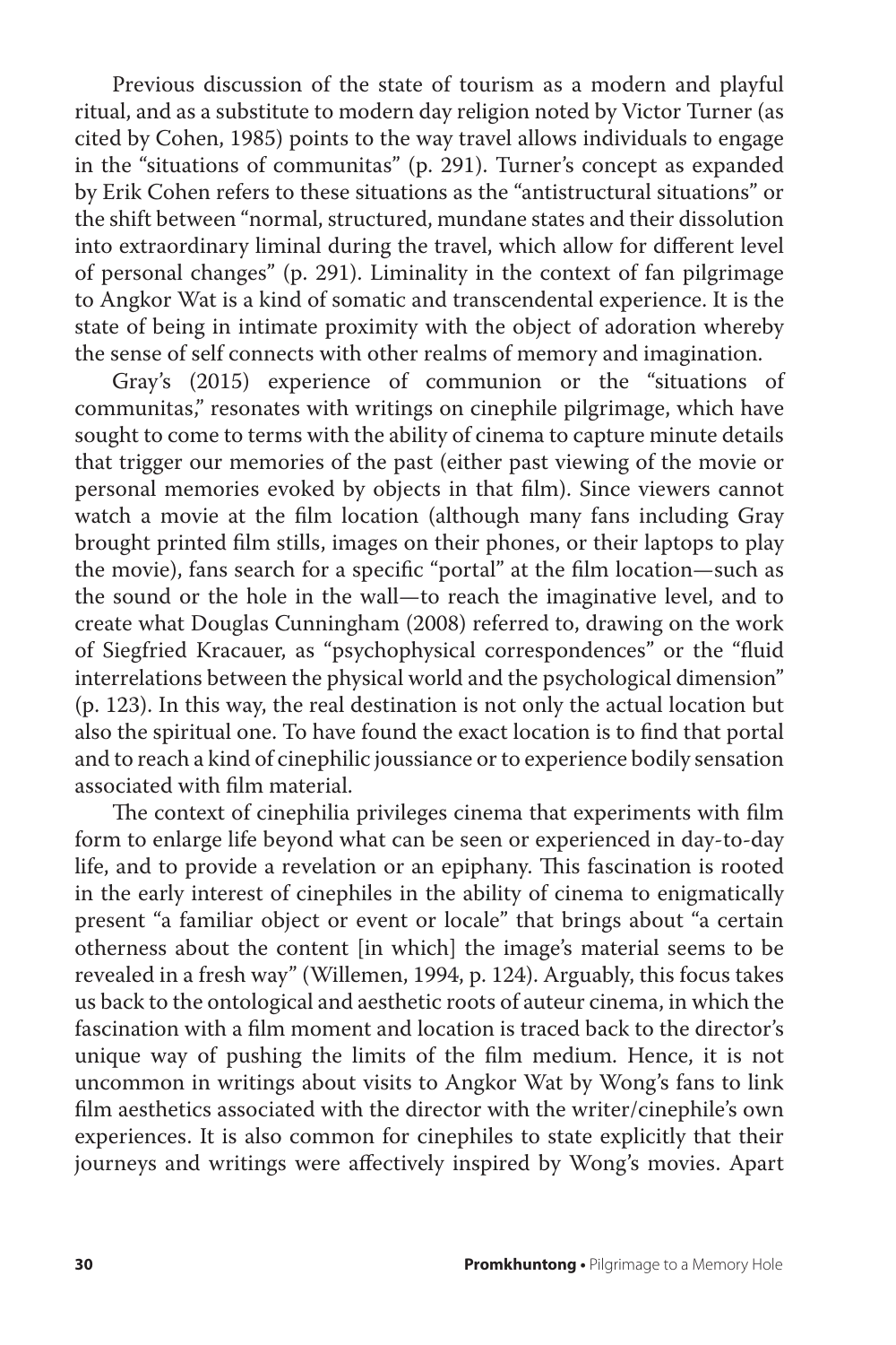Previous discussion of the state of tourism as a modern and playful ritual, and as a substitute to modern day religion noted by Victor Turner (as cited by Cohen, 1985) points to the way travel allows individuals to engage in the "situations of communitas" (p. 291). Turner's concept as expanded by Erik Cohen refers to these situations as the "antistructural situations" or the shift between "normal, structured, mundane states and their dissolution into extraordinary liminal during the travel, which allow for different level of personal changes" (p. 291). Liminality in the context of fan pilgrimage to Angkor Wat is a kind of somatic and transcendental experience. It is the state of being in intimate proximity with the object of adoration whereby the sense of self connects with other realms of memory and imagination.

Gray's (2015) experience of communion or the "situations of communitas," resonates with writings on cinephile pilgrimage, which have sought to come to terms with the ability of cinema to capture minute details that trigger our memories of the past (either past viewing of the movie or personal memories evoked by objects in that film). Since viewers cannot watch a movie at the film location (although many fans including Gray brought printed film stills, images on their phones, or their laptops to play the movie), fans search for a specific "portal" at the film location—such as the sound or the hole in the wall—to reach the imaginative level, and to create what Douglas Cunningham (2008) referred to, drawing on the work of Siegfried Kracauer, as "psychophysical correspondences" or the "fluid interrelations between the physical world and the psychological dimension" (p. 123). In this way, the real destination is not only the actual location but also the spiritual one. To have found the exact location is to find that portal and to reach a kind of cinephilic joussiance or to experience bodily sensation associated with film material.

The context of cinephilia privileges cinema that experiments with film form to enlarge life beyond what can be seen or experienced in day-to-day life, and to provide a revelation or an epiphany. This fascination is rooted in the early interest of cinephiles in the ability of cinema to enigmatically present "a familiar object or event or locale" that brings about "a certain otherness about the content [in which] the image's material seems to be revealed in a fresh way" (Willemen, 1994, p. 124). Arguably, this focus takes us back to the ontological and aesthetic roots of auteur cinema, in which the fascination with a film moment and location is traced back to the director's unique way of pushing the limits of the film medium. Hence, it is not uncommon in writings about visits to Angkor Wat by Wong's fans to link film aesthetics associated with the director with the writer/cinephile's own experiences. It is also common for cinephiles to state explicitly that their journeys and writings were affectively inspired by Wong's movies. Apart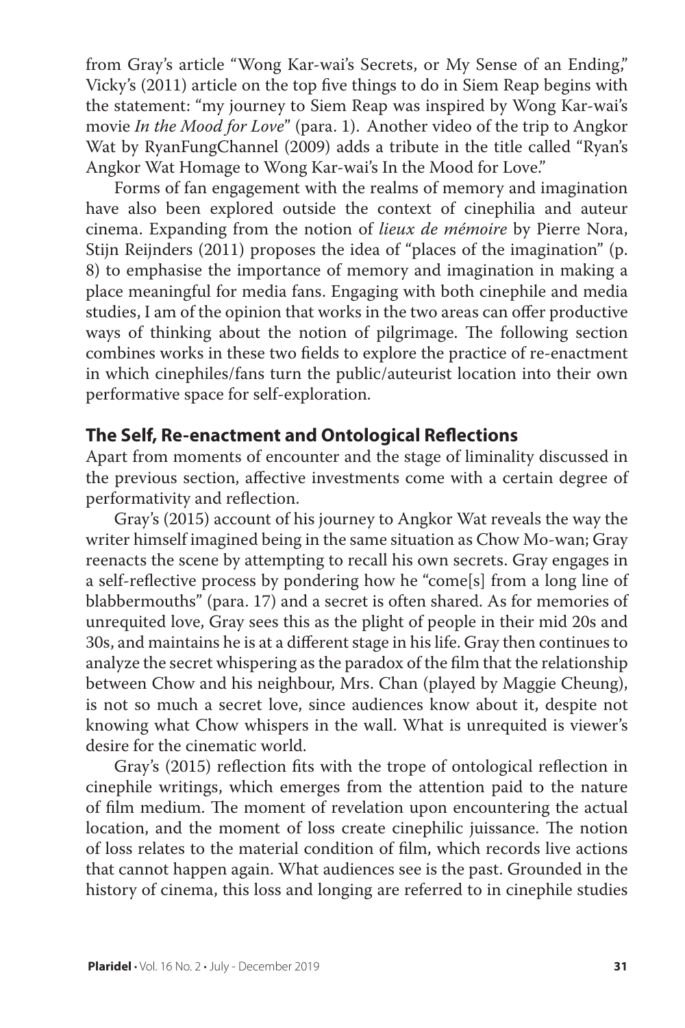from Gray's article "Wong Kar-wai's Secrets, or My Sense of an Ending," Vicky's (2011) article on the top five things to do in Siem Reap begins with the statement: "my journey to Siem Reap was inspired by Wong Kar-wai's movie *In the Mood for Love*" (para. 1). Another video of the trip to Angkor Wat by RyanFungChannel (2009) adds a tribute in the title called "Ryan's Angkor Wat Homage to Wong Kar-wai's In the Mood for Love."

Forms of fan engagement with the realms of memory and imagination have also been explored outside the context of cinephilia and auteur cinema. Expanding from the notion of *lieux de mémoire* by Pierre Nora, Stijn Reijnders (2011) proposes the idea of "places of the imagination" (p. 8) to emphasise the importance of memory and imagination in making a place meaningful for media fans. Engaging with both cinephile and media studies, I am of the opinion that works in the two areas can offer productive ways of thinking about the notion of pilgrimage. The following section combines works in these two fields to explore the practice of re-enactment in which cinephiles/fans turn the public/auteurist location into their own performative space for self-exploration.

## The Self, Re-enactment and Ontological Reflections

Apart from moments of encounter and the stage of liminality discussed in the previous section, affective investments come with a certain degree of performativity and reflection.

Gray's (2015) account of his journey to Angkor Wat reveals the way the writer himself imagined being in the same situation as Chow Mo-wan; Gray reenacts the scene by attempting to recall his own secrets. Gray engages in a self-reflective process by pondering how he "come[s] from a long line of blabbermouths" (para. 17) and a secret is often shared. As for memories of unrequited love, Gray sees this as the plight of people in their mid 20s and 30s, and maintains he is at a different stage in his life. Gray then continues to analyze the secret whispering as the paradox of the film that the relationship between Chow and his neighbour, Mrs. Chan (played by Maggie Cheung), is not so much a secret love, since audiences know about it, despite not knowing what Chow whispers in the wall. What is unrequited is viewer's desire for the cinematic world.

Gray's (2015) reflection fits with the trope of ontological reflection in cinephile writings, which emerges from the attention paid to the nature of film medium. The moment of revelation upon encountering the actual location, and the moment of loss create cinephilic juissance. The notion of loss relates to the material condition of film, which records live actions that cannot happen again. What audiences see is the past. Grounded in the history of cinema, this loss and longing are referred to in cinephile studies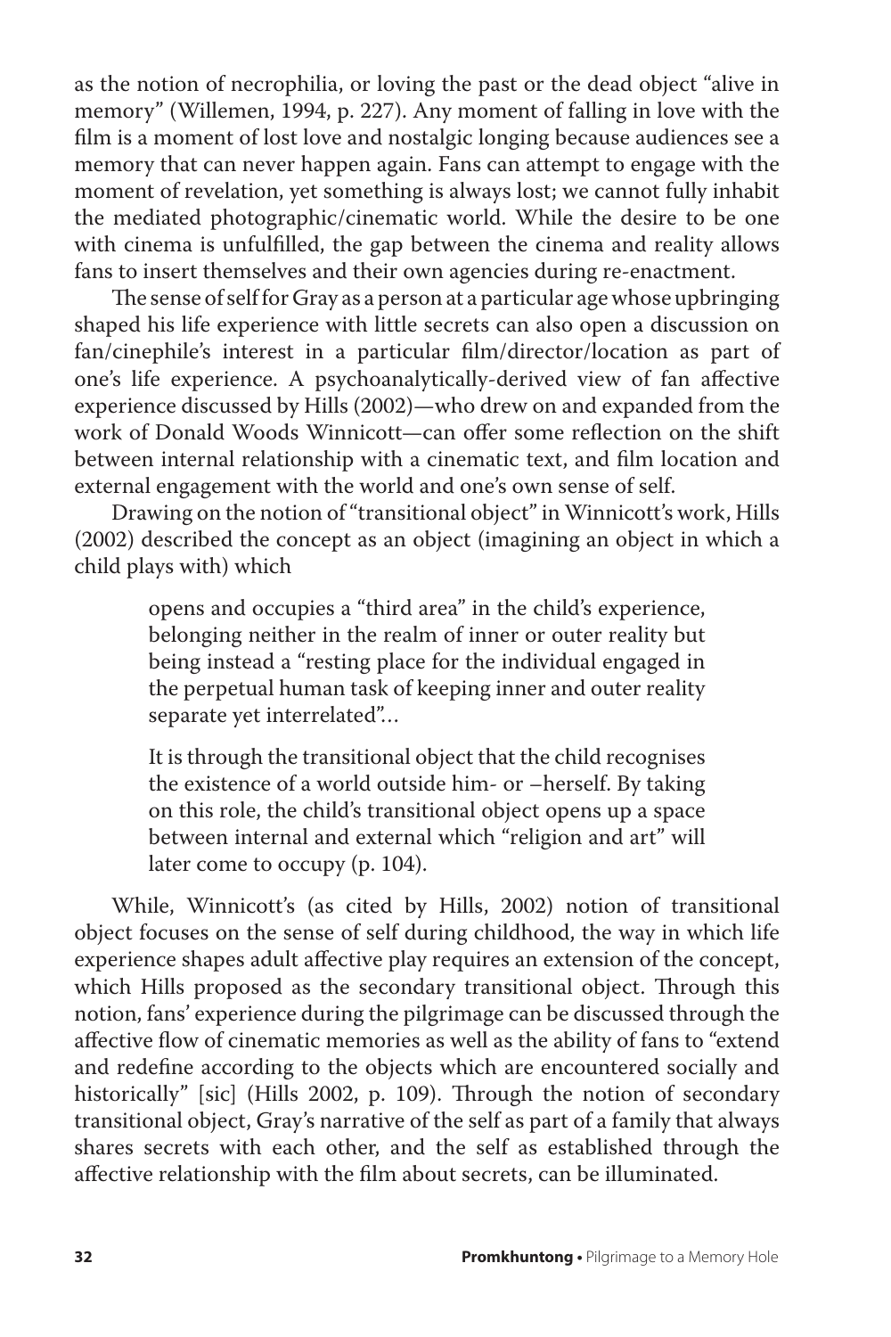as the notion of necrophilia, or loving the past or the dead object "alive in memory" (Willemen, 1994, p. 227). Any moment of falling in love with the film is a moment of lost love and nostalgic longing because audiences see a memory that can never happen again. Fans can attempt to engage with the moment of revelation, yet something is always lost; we cannot fully inhabit the mediated photographic/cinematic world. While the desire to be one with cinema is unfulfilled, the gap between the cinema and reality allows fans to insert themselves and their own agencies during re-enactment.

The sense of self for Gray as a person at a particular age whose upbringing shaped his life experience with little secrets can also open a discussion on fan/cinephile's interest in a particular film/director/location as part of one's life experience. A psychoanalytically-derived view of fan affective experience discussed by Hills (2002)—who drew on and expanded from the work of Donald Woods Winnicott—can offer some reflection on the shift between internal relationship with a cinematic text, and film location and external engagement with the world and one's own sense of self.

Drawing on the notion of "transitional object" in Winnicott's work, Hills (2002) described the concept as an object (imagining an object in which a child plays with) which

> opens and occupies a "third area" in the child's experience, belonging neither in the realm of inner or outer reality but being instead a "resting place for the individual engaged in the perpetual human task of keeping inner and outer reality separate yet interrelated"...
>
> It is through the transitional object that the child recognises the existence of a world outside him- or –herself. By taking on this role, the child's transitional object opens up a space between internal and external which "religion and art" will later come to occupy (p. 104).

While, Winnicott's (as cited by Hills, 2002) notion of transitional object focuses on the sense of self during childhood, the way in which life experience shapes adult affective play requires an extension of the concept, which Hills proposed as the secondary transitional object. Through this notion, fans' experience during the pilgrimage can be discussed through the affective flow of cinematic memories as well as the ability of fans to "extend and redefine according to the objects which are encountered socially and historically" [sic] (Hills 2002, p. 109). Through the notion of secondary transitional object, Gray's narrative of the self as part of a family that always shares secrets with each other, and the self as established through the affective relationship with the film about secrets, can be illuminated.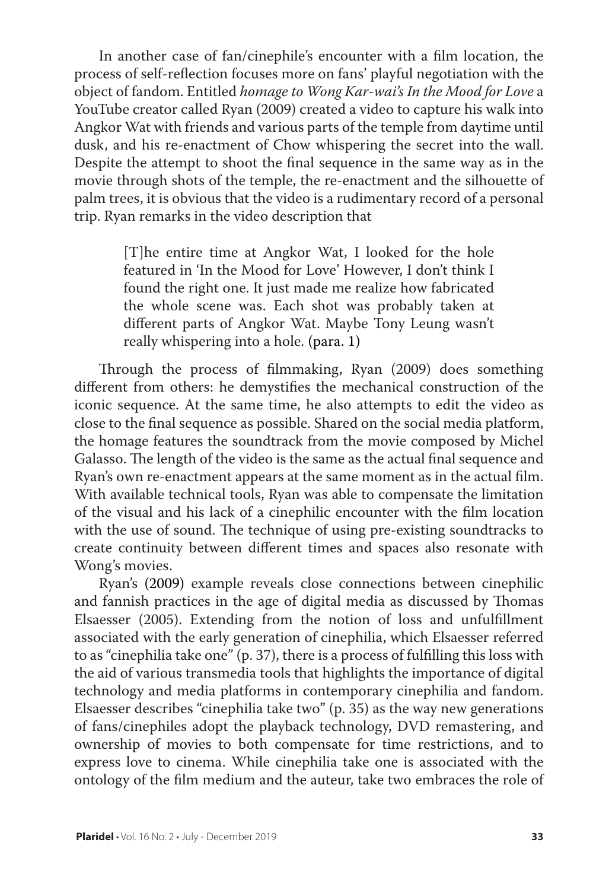In another case of fan/cinephile's encounter with a film location, the process of self-reflection focuses more on fans' playful negotiation with the object of fandom. Entitled *homage to Wong Kar-wai's In the Mood for Love* a YouTube creator called Ryan (2009) created a video to capture his walk into Angkor Wat with friends and various parts of the temple from daytime until dusk, and his re-enactment of Chow whispering the secret into the wall. Despite the attempt to shoot the final sequence in the same way as in the movie through shots of the temple, the re-enactment and the silhouette of palm trees, it is obvious that the video is a rudimentary record of a personal trip. Ryan remarks in the video description that

> [T]he entire time at Angkor Wat, I looked for the hole featured in 'In the Mood for Love' However, I don't think I found the right one. It just made me realize how fabricated the whole scene was. Each shot was probably taken at different parts of Angkor Wat. Maybe Tony Leung wasn't really whispering into a hole. (para. 1)

Through the process of filmmaking, Ryan (2009) does something different from others: he demystifies the mechanical construction of the iconic sequence. At the same time, he also attempts to edit the video as close to the final sequence as possible. Shared on the social media platform, the homage features the soundtrack from the movie composed by Michel Galasso. The length of the video is the same as the actual final sequence and Ryan's own re-enactment appears at the same moment as in the actual film. With available technical tools, Ryan was able to compensate the limitation of the visual and his lack of a cinephilic encounter with the film location with the use of sound. The technique of using pre-existing soundtracks to create continuity between different times and spaces also resonate with Wong's movies.

Ryan's (2009) example reveals close connections between cinephilic and fannish practices in the age of digital media as discussed by Thomas Elsaesser (2005). Extending from the notion of loss and unfulfillment associated with the early generation of cinephilia, which Elsaesser referred to as "cinephilia take one" (p. 37), there is a process of fulfilling this loss with the aid of various transmedia tools that highlights the importance of digital technology and media platforms in contemporary cinephilia and fandom. Elsaesser describes "cinephilia take two" (p. 35) as the way new generations of fans/cinephiles adopt the playback technology, DVD remastering, and ownership of movies to both compensate for time restrictions, and to express love to cinema. While cinephilia take one is associated with the ontology of the film medium and the auteur, take two embraces the role of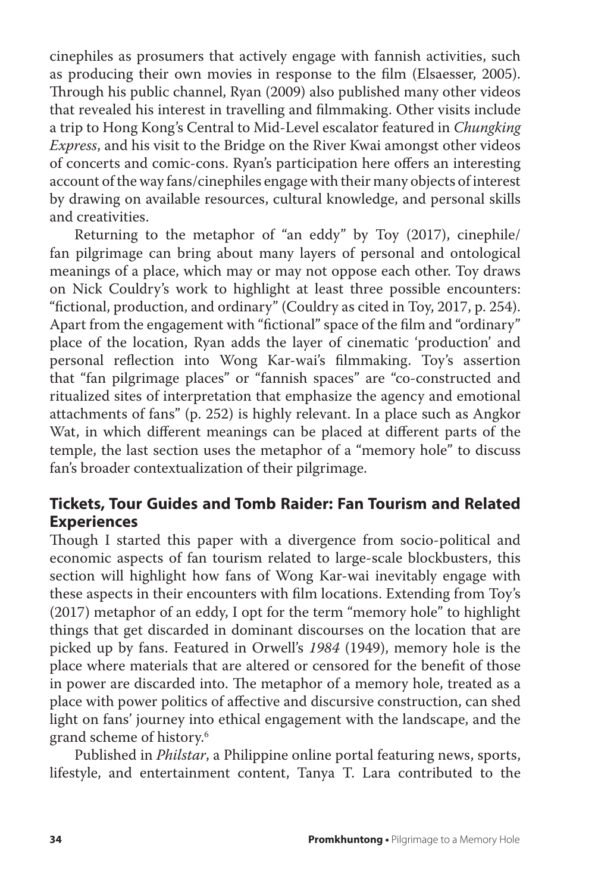cinephiles as prosumers that actively engage with fannish activities, such as producing their own movies in response to the film (Elsaesser, 2005). Through his public channel, Ryan (2009) also published many other videos that revealed his interest in travelling and filmmaking. Other visits include a trip to Hong Kong's Central to Mid-Level escalator featured in *Chungking Express*, and his visit to the Bridge on the River Kwai amongst other videos of concerts and comic-cons. Ryan's participation here offers an interesting account of the way fans/cinephiles engage with their many objects of interest by drawing on available resources, cultural knowledge, and personal skills and creativities.

Returning to the metaphor of "an eddy" by Toy (2017), cinephile/fan pilgrimage can bring about many layers of personal and ontological meanings of a place, which may or may not oppose each other. Toy draws on Nick Couldry's work to highlight at least three possible encounters: "fictional, production, and ordinary" (Couldry as cited in Toy, 2017, p. 254). Apart from the engagement with "fictional" space of the film and "ordinary" place of the location, Ryan adds the layer of cinematic 'production' and personal reflection into Wong Kar-wai's filmmaking. Toy's assertion that "fan pilgrimage places" or "fannish spaces" are "co-constructed and ritualized sites of interpretation that emphasize the agency and emotional attachments of fans" (p. 252) is highly relevant. In a place such as Angkor Wat, in which different meanings can be placed at different parts of the temple, the last section uses the metaphor of a "memory hole" to discuss fan's broader contextualization of their pilgrimage.

## Tickets, Tour Guides and Tomb Raider: Fan Tourism and Related Experiences

Though I started this paper with a divergence from socio-political and economic aspects of fan tourism related to large-scale blockbusters, this section will highlight how fans of Wong Kar-wai inevitably engage with these aspects in their encounters with film locations. Extending from Toy's (2017) metaphor of an eddy, I opt for the term "memory hole" to highlight things that get discarded in dominant discourses on the location that are picked up by fans. Featured in Orwell's *1984* (1949), memory hole is the place where materials that are altered or censored for the benefit of those in power are discarded into. The metaphor of a memory hole, treated as a place with power politics of affective and discursive construction, can shed light on fans' journey into ethical engagement with the landscape, and the grand scheme of history.[6]

Published in *Philstar*, a Philippine online portal featuring news, sports, lifestyle, and entertainment content, Tanya T. Lara contributed to the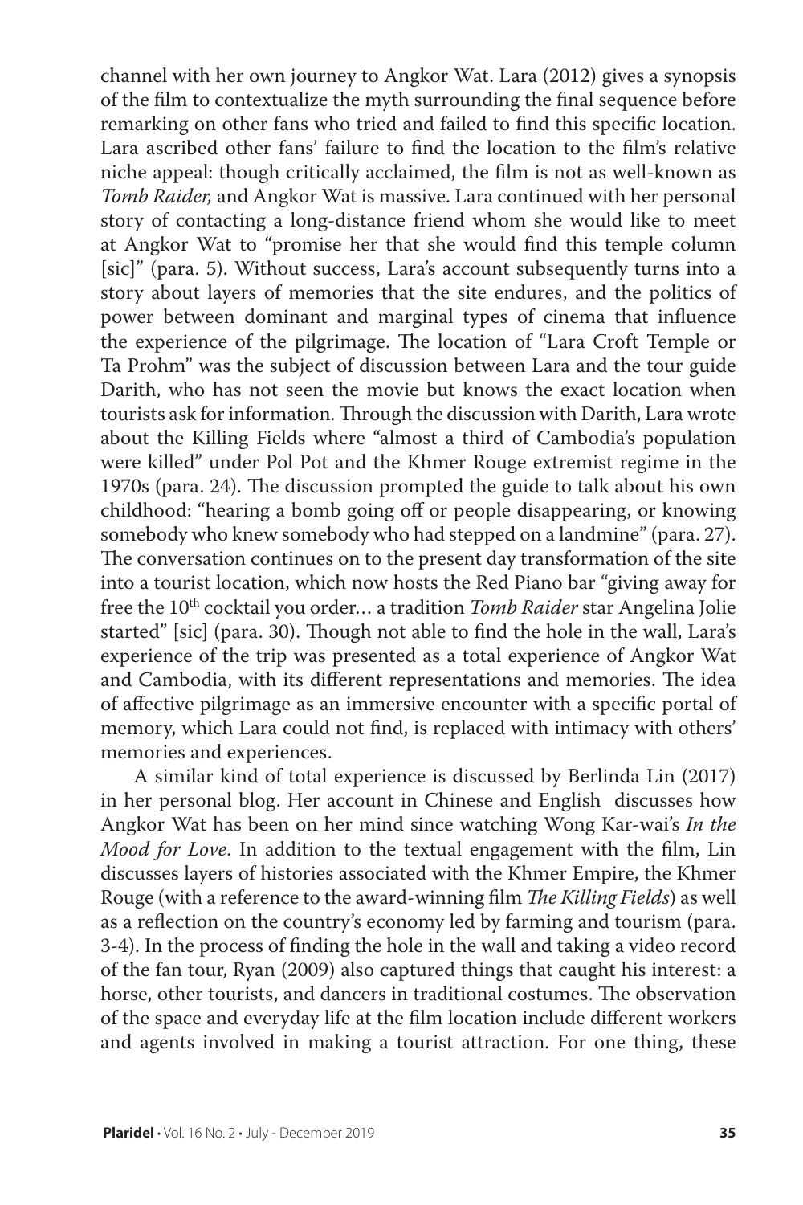channel with her own journey to Angkor Wat. Lara (2012) gives a synopsis of the film to contextualize the myth surrounding the final sequence before remarking on other fans who tried and failed to find this specific location. Lara ascribed other fans' failure to find the location to the film's relative niche appeal: though critically acclaimed, the film is not as well-known as *Tomb Raider,* and Angkor Wat is massive. Lara continued with her personal story of contacting a long-distance friend whom she would like to meet at Angkor Wat to "promise her that she would find this temple column [sic]" (para. 5). Without success, Lara's account subsequently turns into a story about layers of memories that the site endures, and the politics of power between dominant and marginal types of cinema that influence the experience of the pilgrimage. The location of "Lara Croft Temple or Ta Prohm" was the subject of discussion between Lara and the tour guide Darith, who has not seen the movie but knows the exact location when tourists ask for information. Through the discussion with Darith, Lara wrote about the Killing Fields where "almost a third of Cambodia's population were killed" under Pol Pot and the Khmer Rouge extremist regime in the 1970s (para. 24). The discussion prompted the guide to talk about his own childhood: "hearing a bomb going off or people disappearing, or knowing somebody who knew somebody who had stepped on a landmine" (para. 27). The conversation continues on to the present day transformation of the site into a tourist location, which now hosts the Red Piano bar "giving away for free the 10th cocktail you order… a tradition *Tomb Raider* star Angelina Jolie started" [sic] (para. 30). Though not able to find the hole in the wall, Lara's experience of the trip was presented as a total experience of Angkor Wat and Cambodia, with its different representations and memories. The idea of affective pilgrimage as an immersive encounter with a specific portal of memory, which Lara could not find, is replaced with intimacy with others' memories and experiences.

A similar kind of total experience is discussed by Berlinda Lin (2017) in her personal blog. Her account in Chinese and English discusses how Angkor Wat has been on her mind since watching Wong Kar-wai's *In the Mood for Love*. In addition to the textual engagement with the film, Lin discusses layers of histories associated with the Khmer Empire, the Khmer Rouge (with a reference to the award-winning film *The Killing Fields*) as well as a reflection on the country's economy led by farming and tourism (para. 3-4). In the process of finding the hole in the wall and taking a video record of the fan tour, Ryan (2009) also captured things that caught his interest: a horse, other tourists, and dancers in traditional costumes. The observation of the space and everyday life at the film location include different workers and agents involved in making a tourist attraction. For one thing, these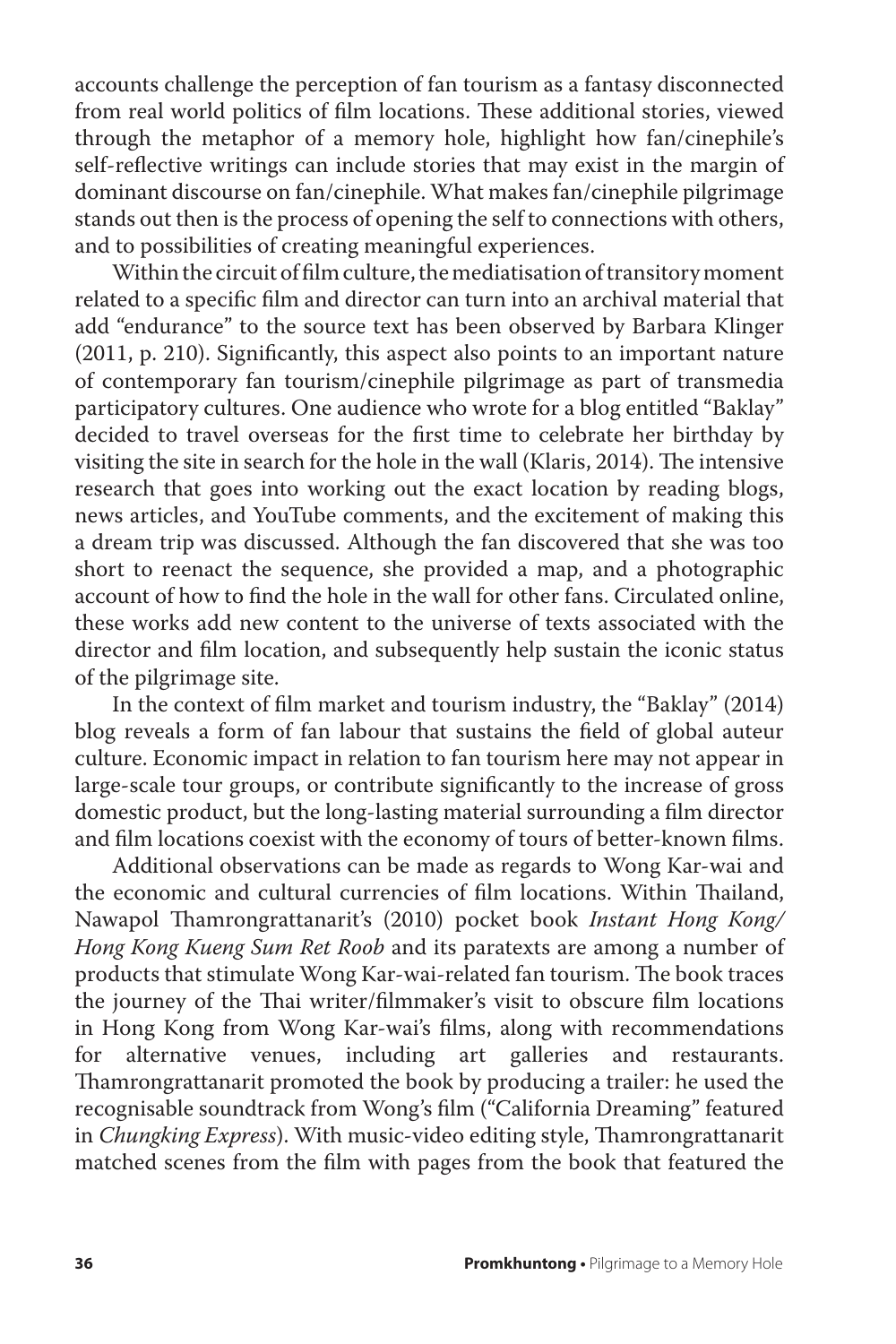accounts challenge the perception of fan tourism as a fantasy disconnected from real world politics of film locations. These additional stories, viewed through the metaphor of a memory hole, highlight how fan/cinephile's self-reflective writings can include stories that may exist in the margin of dominant discourse on fan/cinephile. What makes fan/cinephile pilgrimage stands out then is the process of opening the self to connections with others, and to possibilities of creating meaningful experiences.

Within the circuit of film culture, the mediatisation of transitory moment related to a specific film and director can turn into an archival material that add "endurance" to the source text has been observed by Barbara Klinger (2011, p. 210). Significantly, this aspect also points to an important nature of contemporary fan tourism/cinephile pilgrimage as part of transmedia participatory cultures. One audience who wrote for a blog entitled "Baklay" decided to travel overseas for the first time to celebrate her birthday by visiting the site in search for the hole in the wall (Klaris, 2014). The intensive research that goes into working out the exact location by reading blogs, news articles, and YouTube comments, and the excitement of making this a dream trip was discussed. Although the fan discovered that she was too short to reenact the sequence, she provided a map, and a photographic account of how to find the hole in the wall for other fans. Circulated online, these works add new content to the universe of texts associated with the director and film location, and subsequently help sustain the iconic status of the pilgrimage site.

In the context of film market and tourism industry, the "Baklay" (2014) blog reveals a form of fan labour that sustains the field of global auteur culture. Economic impact in relation to fan tourism here may not appear in large-scale tour groups, or contribute significantly to the increase of gross domestic product, but the long-lasting material surrounding a film director and film locations coexist with the economy of tours of better-known films.

Additional observations can be made as regards to Wong Kar-wai and the economic and cultural currencies of film locations. Within Thailand, Nawapol Thamrongrattanarit's (2010) pocket book *Instant Hong Kong/ Hong Kong Kueng Sum Ret Roob* and its paratexts are among a number of products that stimulate Wong Kar-wai-related fan tourism. The book traces the journey of the Thai writer/filmmaker's visit to obscure film locations in Hong Kong from Wong Kar-wai's films, along with recommendations for alternative venues, including art galleries and restaurants. Thamrongrattanarit promoted the book by producing a trailer: he used the recognisable soundtrack from Wong's film ("California Dreaming" featured in *Chungking Express*). With music-video editing style, Thamrongrattanarit matched scenes from the film with pages from the book that featured the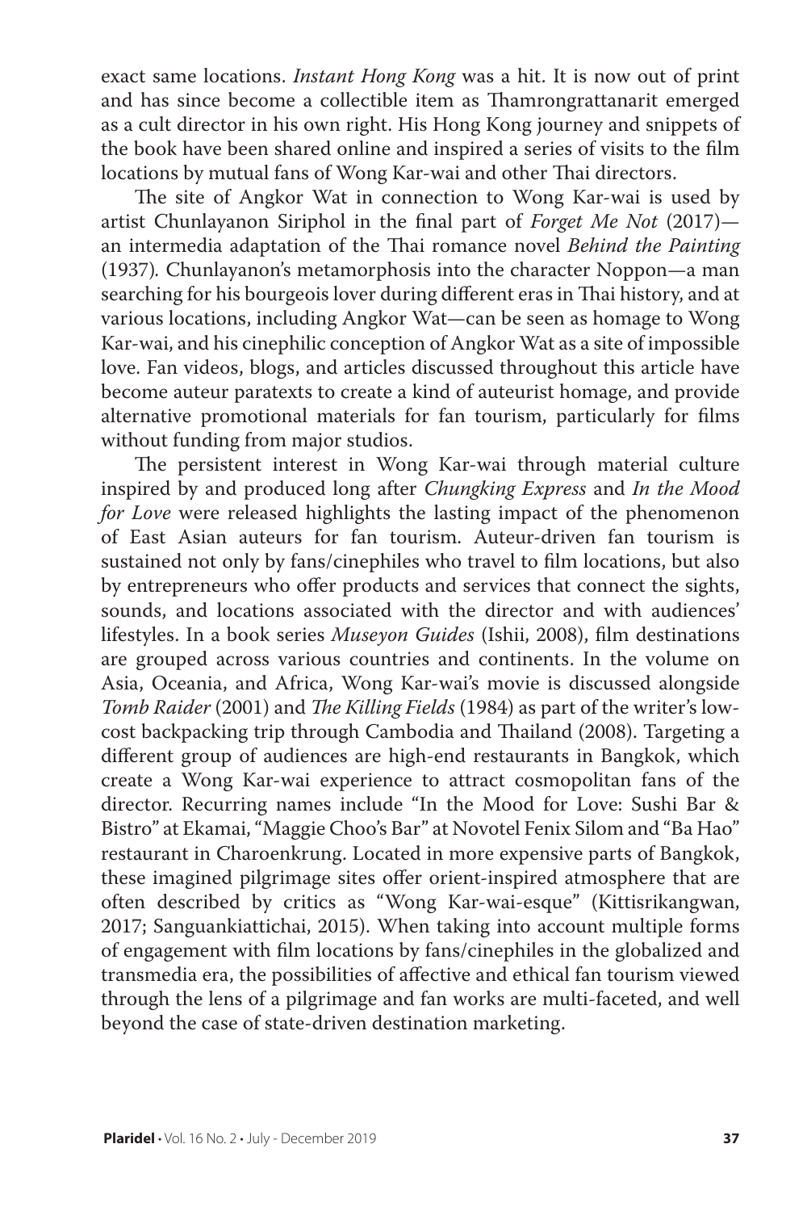exact same locations. *Instant Hong Kong* was a hit. It is now out of print and has since become a collectible item as Thamrongrattanarit emerged as a cult director in his own right. His Hong Kong journey and snippets of the book have been shared online and inspired a series of visits to the film locations by mutual fans of Wong Kar-wai and other Thai directors.

The site of Angkor Wat in connection to Wong Kar-wai is used by artist Chunlayanon Siriphol in the final part of *Forget Me Not* (2017)—an intermedia adaptation of the Thai romance novel *Behind the Painting* (1937). Chunlayanon's metamorphosis into the character Noppon—a man searching for his bourgeois lover during different eras in Thai history, and at various locations, including Angkor Wat—can be seen as homage to Wong Kar-wai, and his cinephilic conception of Angkor Wat as a site of impossible love. Fan videos, blogs, and articles discussed throughout this article have become auteur paratexts to create a kind of auteurist homage, and provide alternative promotional materials for fan tourism, particularly for films without funding from major studios.

The persistent interest in Wong Kar-wai through material culture inspired by and produced long after *Chungking Express* and *In the Mood for Love* were released highlights the lasting impact of the phenomenon of East Asian auteurs for fan tourism. Auteur-driven fan tourism is sustained not only by fans/cinephiles who travel to film locations, but also by entrepreneurs who offer products and services that connect the sights, sounds, and locations associated with the director and with audiences' lifestyles. In a book series *Museyon Guides* (Ishii, 2008), film destinations are grouped across various countries and continents. In the volume on Asia, Oceania, and Africa, Wong Kar-wai's movie is discussed alongside *Tomb Raider* (2001) and *The Killing Fields* (1984) as part of the writer's low-cost backpacking trip through Cambodia and Thailand (2008). Targeting a different group of audiences are high-end restaurants in Bangkok, which create a Wong Kar-wai experience to attract cosmopolitan fans of the director. Recurring names include "In the Mood for Love: Sushi Bar & Bistro" at Ekamai, "Maggie Choo's Bar" at Novotel Fenix Silom and "Ba Hao" restaurant in Charoenkrung. Located in more expensive parts of Bangkok, these imagined pilgrimage sites offer orient-inspired atmosphere that are often described by critics as "Wong Kar-wai-esque" (Kittisrikangwan, 2017; Sanguankiattichai, 2015). When taking into account multiple forms of engagement with film locations by fans/cinephiles in the globalized and transmedia era, the possibilities of affective and ethical fan tourism viewed through the lens of a pilgrimage and fan works are multi-faceted, and well beyond the case of state-driven destination marketing.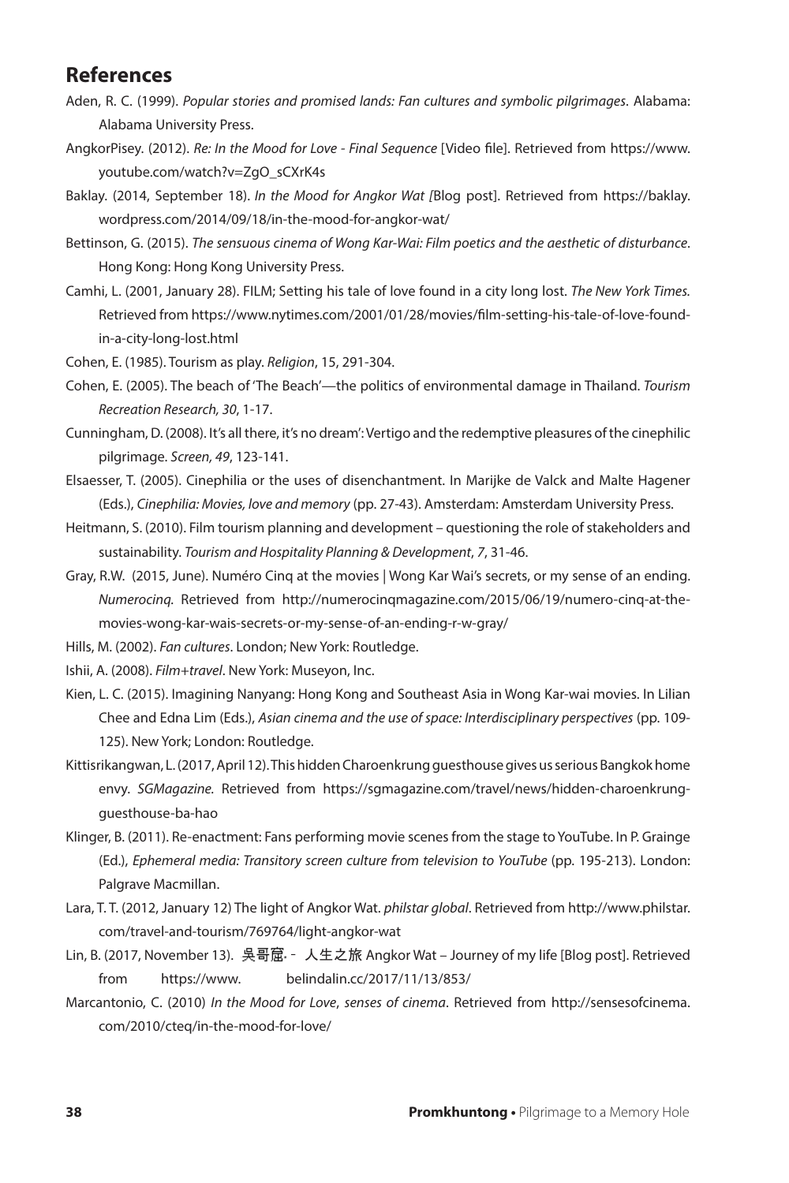## References

Aden, R. C. (1999). *Popular stories and promised lands: Fan cultures and symbolic pilgrimages*. Alabama: Alabama University Press.

AngkorPisey. (2012). *Re: In the Mood for Love - Final Sequence* [Video file]. Retrieved from https://www.youtube.com/watch?v=ZgO_sCXrK4s

Baklay. (2014, September 18). *In the Mood for Angkor Wat [*Blog post]. Retrieved from https://baklay.wordpress.com/2014/09/18/in-the-mood-for-angkor-wat/

Bettinson, G. (2015). *The sensuous cinema of Wong Kar-Wai: Film poetics and the aesthetic of disturbance*. Hong Kong: Hong Kong University Press.

Camhi, L. (2001, January 28). FILM; Setting his tale of love found in a city long lost. *The New York Times.* Retrieved from https://www.nytimes.com/2001/01/28/movies/film-setting-his-tale-of-love-found-in-a-city-long-lost.html

Cohen, E. (1985). Tourism as play. *Religion*, 15, 291-304.

Cohen, E. (2005). The beach of 'The Beach'—the politics of environmental damage in Thailand. *Tourism Recreation Research, 30*, 1-17.

Cunningham, D. (2008). It's all there, it's no dream': Vertigo and the redemptive pleasures of the cinephilic pilgrimage. *Screen, 49*, 123-141.

Elsaesser, T. (2005). Cinephilia or the uses of disenchantment. In Marijke de Valck and Malte Hagener (Eds.), *Cinephilia: Movies, love and memory* (pp. 27-43). Amsterdam: Amsterdam University Press.

Heitmann, S. (2010). Film tourism planning and development – questioning the role of stakeholders and sustainability. *Tourism and Hospitality Planning & Development*, *7*, 31-46.

Gray, R.W. (2015, June). Numéro Cinq at the movies | Wong Kar Wai's secrets, or my sense of an ending. *Numerocinq.* Retrieved from http://numerocinqmagazine.com/2015/06/19/numero-cinq-at-the-movies-wong-kar-wais-secrets-or-my-sense-of-an-ending-r-w-gray/

Hills, M. (2002). *Fan cultures*. London; New York: Routledge.

Ishii, A. (2008). *Film+travel*. New York: Museyon, Inc.

Kien, L. C. (2015). Imagining Nanyang: Hong Kong and Southeast Asia in Wong Kar-wai movies. In Lilian Chee and Edna Lim (Eds.), *Asian cinema and the use of space: Interdisciplinary perspectives* (pp. 109-125). New York; London: Routledge.

Kittisrikangwan, L. (2017, April 12). This hidden Charoenkrung guesthouse gives us serious Bangkok home envy. *SGMagazine.* Retrieved from https://sgmagazine.com/travel/news/hidden-charoenkrung-guesthouse-ba-hao

Klinger, B. (2011). Re-enactment: Fans performing movie scenes from the stage to YouTube. In P. Grainge (Ed.), *Ephemeral media: Transitory screen culture from television to YouTube* (pp. 195-213). London: Palgrave Macmillan.

Lara, T. T. (2012, January 12) The light of Angkor Wat. *philstar global*. Retrieved from http://www.philstar.com/travel-and-tourism/769764/light-angkor-wat

Lin, B. (2017, November 13). 吳哥窟 - 人生之旅 Angkor Wat – Journey of my life [Blog post]. Retrieved from https://www. belindalin.cc/2017/11/13/853/

Marcantonio, C. (2010) *In the Mood for Love*, *senses of cinema*. Retrieved from http://sensesofcinema.com/2010/cteq/in-the-mood-for-love/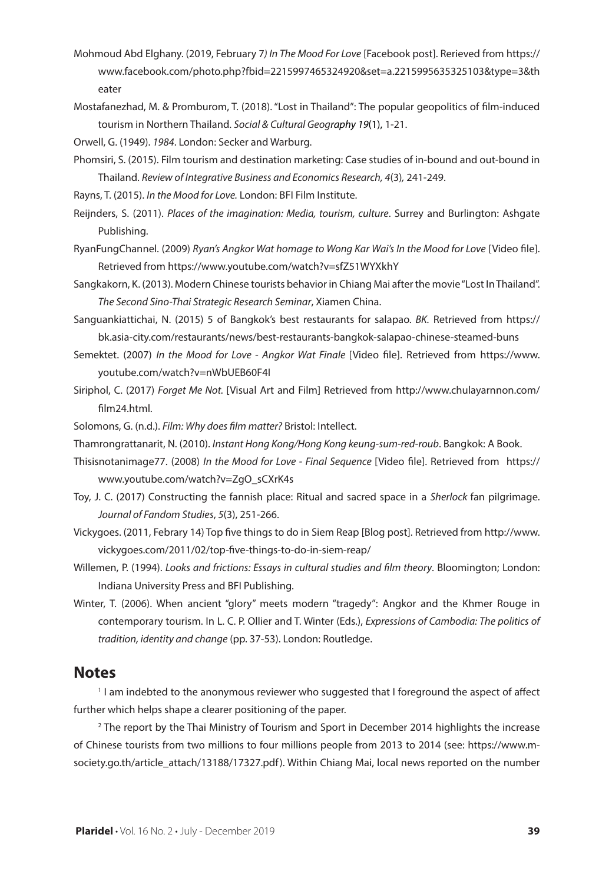Mohmoud Abd Elghany. (2019, February 7*) In The Mood For Love* [Facebook post]. Rerieved from https://www.facebook.com/photo.php?fbid=2215997465324920&set=a.2215995635325103&type=3&theater

Mostafanezhad, M. & Promburom, T. (2018). "Lost in Thailand": The popular geopolitics of film-induced tourism in Northern Thailand. *Social & Cultural Geography 19*(1), 1-21.

Orwell, G. (1949). *1984*. London: Secker and Warburg.

Phomsiri, S. (2015). Film tourism and destination marketing: Case studies of in-bound and out-bound in Thailand. *Review of Integrative Business and Economics Research, 4*(3), 241-249.

Rayns, T. (2015). *In the Mood for Love.* London: BFI Film Institute.

Reijnders, S. (2011). *Places of the imagination: Media, tourism, culture*. Surrey and Burlington: Ashgate Publishing.

RyanFungChannel. (2009) *Ryan's Angkor Wat homage to Wong Kar Wai's In the Mood for Love* [Video file]. Retrieved from https://www.youtube.com/watch?v=sfZ51WYXkhY

Sangkakorn, K. (2013). Modern Chinese tourists behavior in Chiang Mai after the movie "Lost In Thailand". *The Second Sino-Thai Strategic Research Seminar*, Xiamen China.

Sanguankiattichai, N. (2015) 5 of Bangkok's best restaurants for salapao. *BK*. Retrieved from https://bk.asia-city.com/restaurants/news/best-restaurants-bangkok-salapao-chinese-steamed-buns

Semektet. (2007) *In the Mood for Love - Angkor Wat Finale* [Video file]. Retrieved from https://www.youtube.com/watch?v=nWbUEB60F4I

Siriphol, C. (2017) *Forget Me Not.* [Visual Art and Film] Retrieved from http://www.chulayarnnon.com/film24.html.

Solomons, G. (n.d.). *Film: Why does film matter?* Bristol: Intellect.

Thamrongrattanarit, N. (2010). *Instant Hong Kong/Hong Kong keung-sum-red-roub*. Bangkok: A Book.

Thisisnotanimage77. (2008) *In the Mood for Love - Final Sequence* [Video file]. Retrieved from https://www.youtube.com/watch?v=ZgO_sCXrK4s

Toy, J. C. (2017) Constructing the fannish place: Ritual and sacred space in a *Sherlock* fan pilgrimage. *Journal of Fandom Studies*, *5*(3), 251-266.

Vickygoes. (2011, Febrary 14) Top five things to do in Siem Reap [Blog post]. Retrieved from http://www.vickygoes.com/2011/02/top-five-things-to-do-in-siem-reap/

Willemen, P. (1994). *Looks and frictions: Essays in cultural studies and film theory*. Bloomington; London: Indiana University Press and BFI Publishing.

Winter, T. (2006). When ancient "glory" meets modern "tragedy": Angkor and the Khmer Rouge in contemporary tourism. In L. C. P. Ollier and T. Winter (Eds.), *Expressions of Cambodia: The politics of tradition, identity and change* (pp. 37-53). London: Routledge.

## Notes

[1] I am indebted to the anonymous reviewer who suggested that I foreground the aspect of affect further which helps shape a clearer positioning of the paper.

[2] The report by the Thai Ministry of Tourism and Sport in December 2014 highlights the increase of Chinese tourists from two millions to four millions people from 2013 to 2014 (see: https://www.m-society.go.th/article_attach/13188/17327.pdf). Within Chiang Mai, local news reported on the number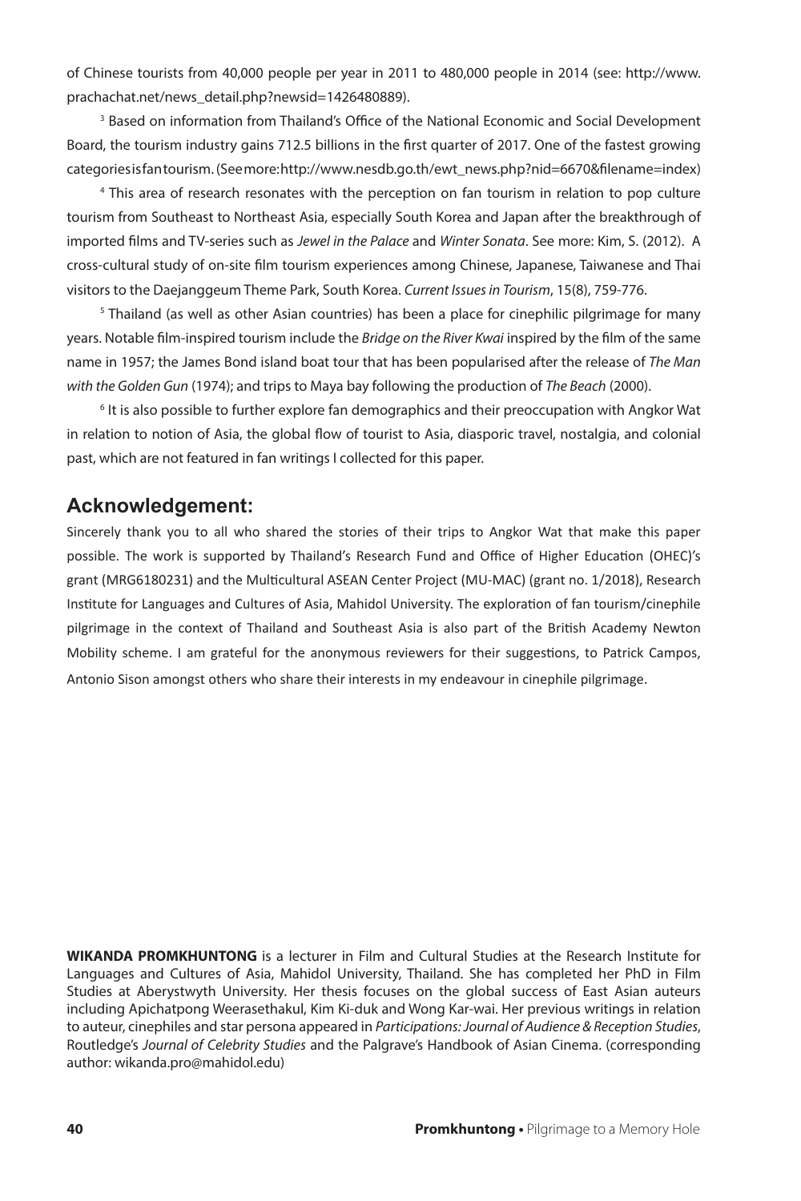of Chinese tourists from 40,000 people per year in 2011 to 480,000 people in 2014 (see: http://www.prachachat.net/news_detail.php?newsid=1426480889).

[3] Based on information from Thailand's Office of the National Economic and Social Development Board, the tourism industry gains 712.5 billions in the first quarter of 2017. One of the fastest growing categories is fan tourism. (See more: http://www.nesdb.go.th/ewt_news.php?nid=6670&filename=index)

[4] This area of research resonates with the perception on fan tourism in relation to pop culture tourism from Southeast to Northeast Asia, especially South Korea and Japan after the breakthrough of imported films and TV-series such as *Jewel in the Palace* and *Winter Sonata*. See more: Kim, S. (2012). A cross-cultural study of on-site film tourism experiences among Chinese, Japanese, Taiwanese and Thai visitors to the Daejanggeum Theme Park, South Korea. *Current Issues in Tourism*, 15(8), 759-776.

[5] Thailand (as well as other Asian countries) has been a place for cinephilic pilgrimage for many years. Notable film-inspired tourism include the *Bridge on the River Kwai* inspired by the film of the same name in 1957; the James Bond island boat tour that has been popularised after the release of *The Man with the Golden Gun* (1974); and trips to Maya bay following the production of *The Beach* (2000).

[6] It is also possible to further explore fan demographics and their preoccupation with Angkor Wat in relation to notion of Asia, the global flow of tourist to Asia, diasporic travel, nostalgia, and colonial past, which are not featured in fan writings I collected for this paper.

## Acknowledgement:

Sincerely thank you to all who shared the stories of their trips to Angkor Wat that make this paper possible. The work is supported by Thailand's Research Fund and Office of Higher Education (OHEC)'s grant (MRG6180231) and the Multicultural ASEAN Center Project (MU-MAC) (grant no. 1/2018), Research Institute for Languages and Cultures of Asia, Mahidol University. The exploration of fan tourism/cinephile pilgrimage in the context of Thailand and Southeast Asia is also part of the British Academy Newton Mobility scheme. I am grateful for the anonymous reviewers for their suggestions, to Patrick Campos, Antonio Sison amongst others who share their interests in my endeavour in cinephile pilgrimage.

**WIKANDA PROMKHUNTONG** is a lecturer in Film and Cultural Studies at the Research Institute for Languages and Cultures of Asia, Mahidol University, Thailand. She has completed her PhD in Film Studies at Aberystwyth University. Her thesis focuses on the global success of East Asian auteurs including Apichatpong Weerasethakul, Kim Ki-duk and Wong Kar-wai. Her previous writings in relation to auteur, cinephiles and star persona appeared in *Participations: Journal of Audience & Reception Studies*, Routledge's *Journal of Celebrity Studies* and the Palgrave's Handbook of Asian Cinema. (corresponding author: wikanda.pro@mahidol.edu)